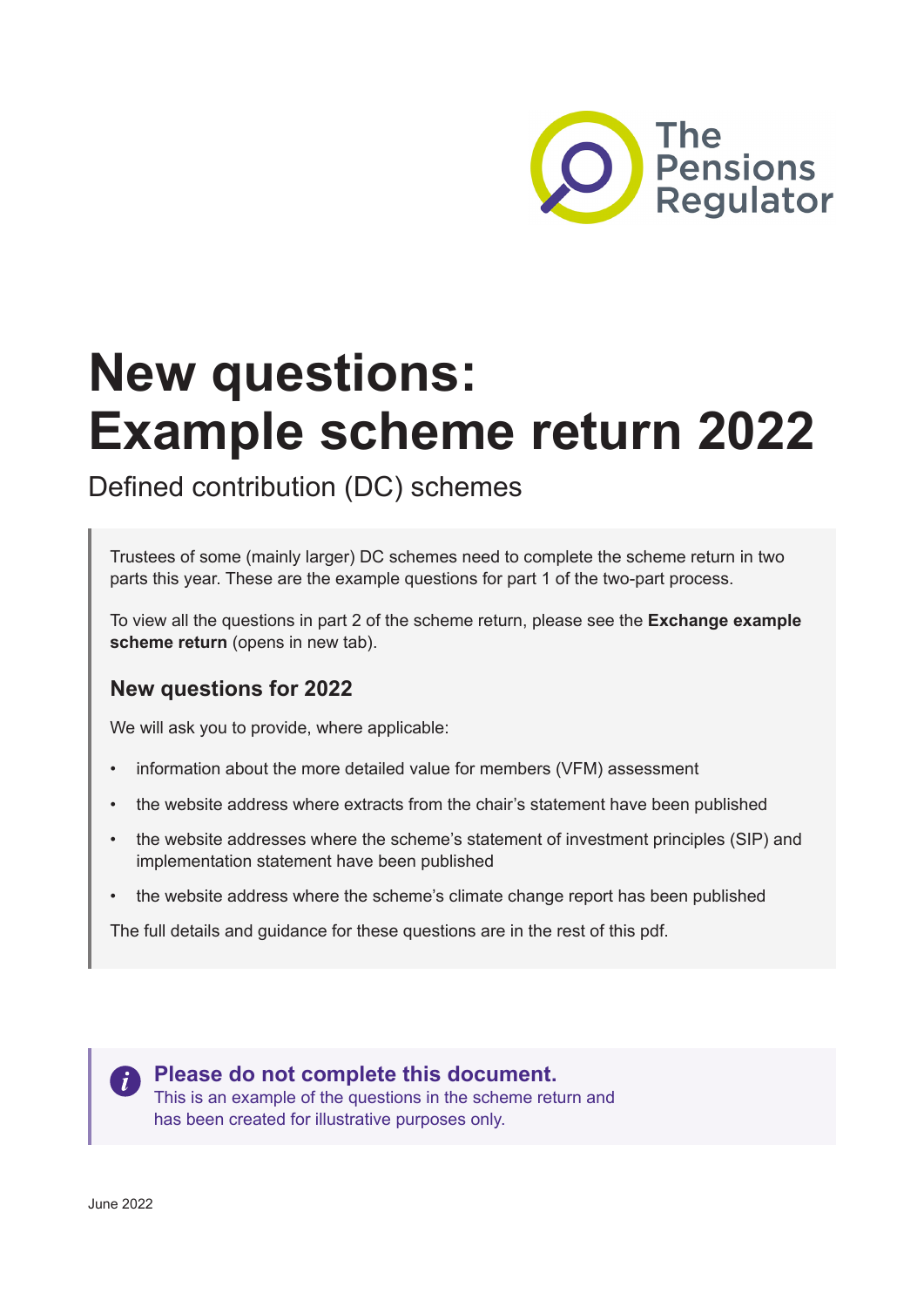# New questions: Example scheme return 2022

Defined contribution (DC) schemes

Trustees of some (mainly larger) DC schemes need to complete the scheme return in two parts this year. These are the example questions for part 1 of the two-part process.

To view all the questions in part 2 of the scheme return, please see the **Exchange example scheme return** (opens in new tab).

### New questions for 2022

We will ask you to provide, where applicable:

- information about the more detailed value for members (VFM) assessment
- the website address where extracts from the chair's statement have been published
- the website addresses where the scheme's statement of investment principles (SIP) and implementation statement have been published
- the website address where the scheme's climate change report has been published

The full details and guidance for these questions are in the rest of this pdf.

**Please do not complete this document.**
This is an example of the questions in the scheme return and has been created for illustrative purposes only.

June 2022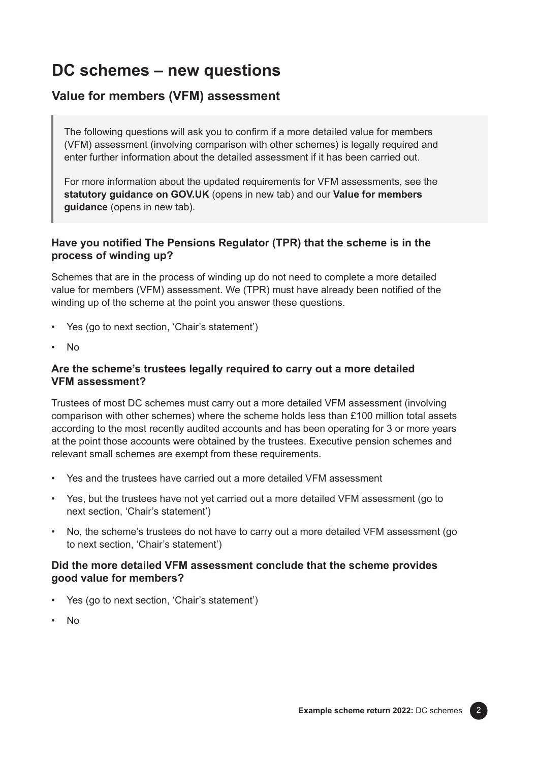# DC schemes – new questions

## Value for members (VFM) assessment

> The following questions will ask you to confirm if a more detailed value for members (VFM) assessment (involving comparison with other schemes) is legally required and enter further information about the detailed assessment if it has been carried out.
>
> For more information about the updated requirements for VFM assessments, see the **statutory guidance on GOV.UK** (opens in new tab) and our **Value for members guidance** (opens in new tab).

### Have you notified The Pensions Regulator (TPR) that the scheme is in the process of winding up?

Schemes that are in the process of winding up do not need to complete a more detailed value for members (VFM) assessment. We (TPR) must have already been notified of the winding up of the scheme at the point you answer these questions.

- Yes (go to next section, 'Chair's statement')
- No

### Are the scheme's trustees legally required to carry out a more detailed VFM assessment?

Trustees of most DC schemes must carry out a more detailed VFM assessment (involving comparison with other schemes) where the scheme holds less than £100 million total assets according to the most recently audited accounts and has been operating for 3 or more years at the point those accounts were obtained by the trustees. Executive pension schemes and relevant small schemes are exempt from these requirements.

- Yes and the trustees have carried out a more detailed VFM assessment
- Yes, but the trustees have not yet carried out a more detailed VFM assessment (go to next section, 'Chair's statement')
- No, the scheme's trustees do not have to carry out a more detailed VFM assessment (go to next section, 'Chair's statement')

### Did the more detailed VFM assessment conclude that the scheme provides good value for members?

- Yes (go to next section, 'Chair's statement')
- No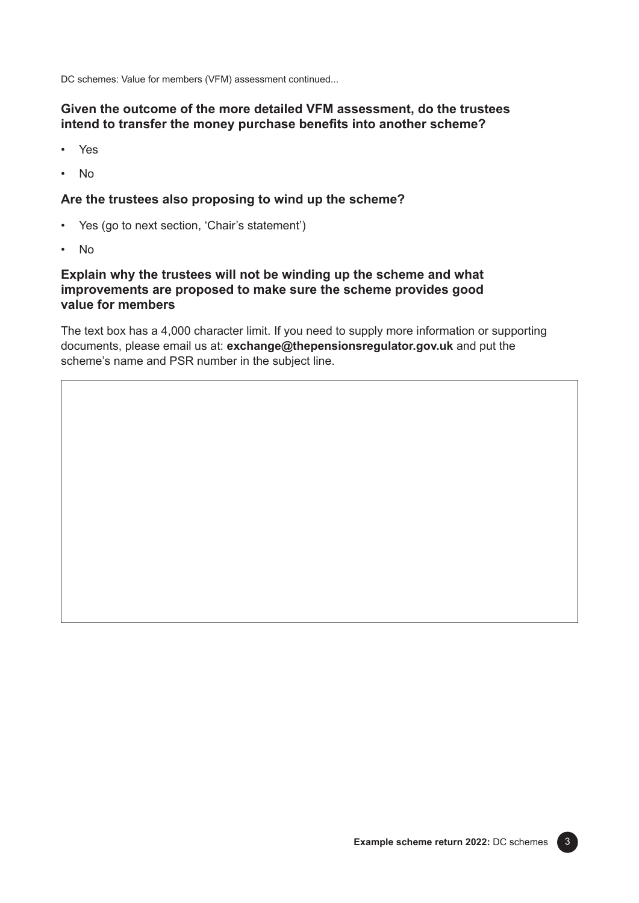DC schemes: Value for members (VFM) assessment continued...

### Given the outcome of the more detailed VFM assessment, do the trustees intend to transfer the money purchase benefits into another scheme?

- Yes
- No

### Are the trustees also proposing to wind up the scheme?

- Yes (go to next section, 'Chair's statement')
- No

### Explain why the trustees will not be winding up the scheme and what improvements are proposed to make sure the scheme provides good value for members

The text box has a 4,000 character limit. If you need to supply more information or supporting documents, please email us at: **exchange@thepensionsregulator.gov.uk** and put the scheme's name and PSR number in the subject line.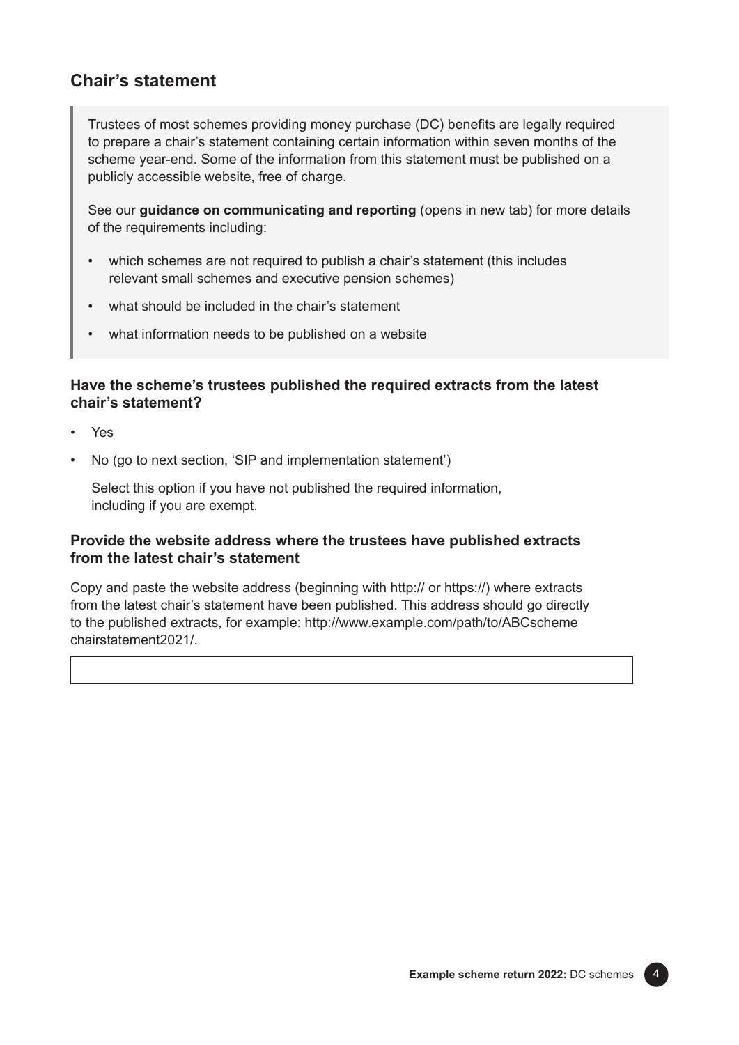## Chair's statement

> Trustees of most schemes providing money purchase (DC) benefits are legally required to prepare a chair's statement containing certain information within seven months of the scheme year-end. Some of the information from this statement must be published on a publicly accessible website, free of charge.
>
> See our **guidance on communicating and reporting** (opens in new tab) for more details of the requirements including:
>
> - which schemes are not required to publish a chair's statement (this includes relevant small schemes and executive pension schemes)
> - what should be included in the chair's statement
> - what information needs to be published on a website

### Have the scheme's trustees published the required extracts from the latest chair's statement?

- Yes
- No (go to next section, 'SIP and implementation statement')

  Select this option if you have not published the required information, including if you are exempt.

### Provide the website address where the trustees have published extracts from the latest chair's statement

Copy and paste the website address (beginning with http:// or https://) where extracts from the latest chair's statement have been published. This address should go directly to the published extracts, for example: http://www.example.com/path/to/ABCscheme chairstatement2021/.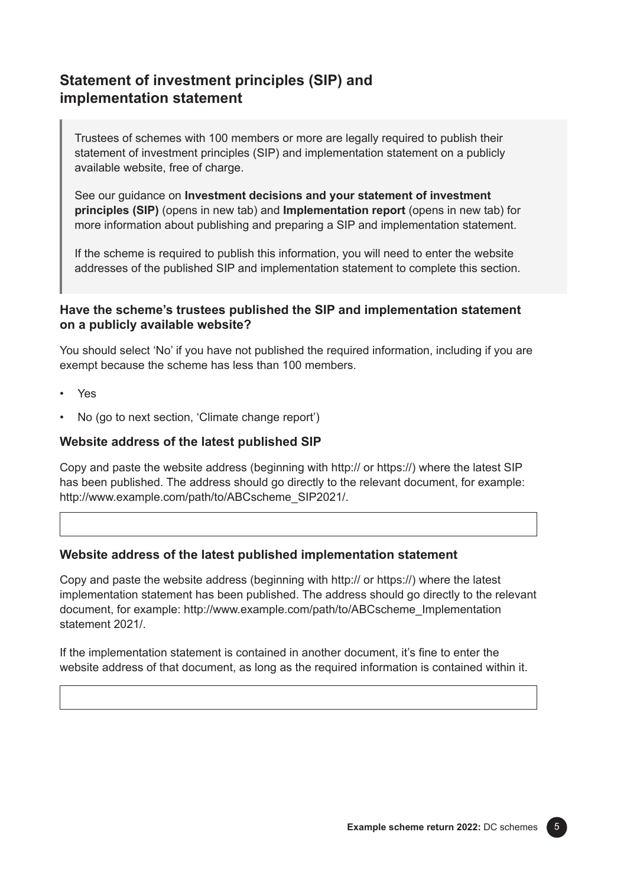## Statement of investment principles (SIP) and implementation statement

> Trustees of schemes with 100 members or more are legally required to publish their statement of investment principles (SIP) and implementation statement on a publicly available website, free of charge.
>
> See our guidance on **Investment decisions and your statement of investment principles (SIP)** (opens in new tab) and **Implementation report** (opens in new tab) for more information about publishing and preparing a SIP and implementation statement.
>
> If the scheme is required to publish this information, you will need to enter the website addresses of the published SIP and implementation statement to complete this section.

### Have the scheme's trustees published the SIP and implementation statement on a publicly available website?

You should select 'No' if you have not published the required information, including if you are exempt because the scheme has less than 100 members.

- Yes
- No (go to next section, 'Climate change report')

### Website address of the latest published SIP

Copy and paste the website address (beginning with http:// or https://) where the latest SIP has been published. The address should go directly to the relevant document, for example: http://www.example.com/path/to/ABCscheme_SIP2021/.

### Website address of the latest published implementation statement

Copy and paste the website address (beginning with http:// or https://) where the latest implementation statement has been published. The address should go directly to the relevant document, for example: http://www.example.com/path/to/ABCscheme_Implementation statement 2021/.

If the implementation statement is contained in another document, it's fine to enter the website address of that document, as long as the required information is contained within it.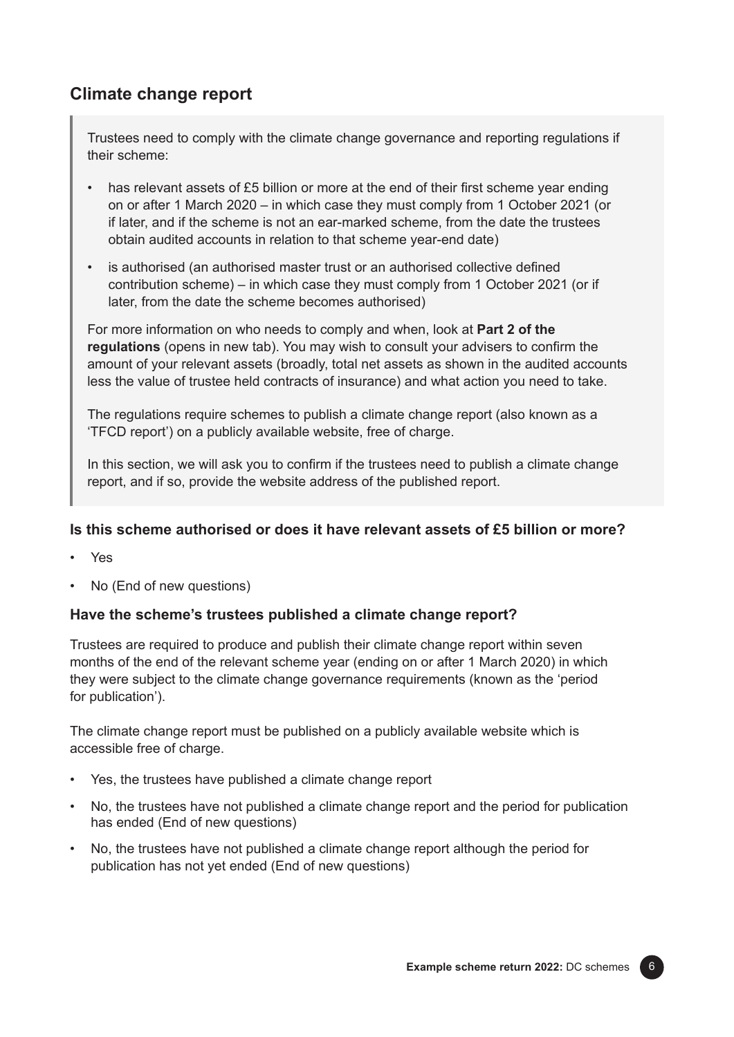## Climate change report

> Trustees need to comply with the climate change governance and reporting regulations if their scheme:
>
> - has relevant assets of £5 billion or more at the end of their first scheme year ending on or after 1 March 2020 – in which case they must comply from 1 October 2021 (or if later, and if the scheme is not an ear-marked scheme, from the date the trustees obtain audited accounts in relation to that scheme year-end date)
> - is authorised (an authorised master trust or an authorised collective defined contribution scheme) – in which case they must comply from 1 October 2021 (or if later, from the date the scheme becomes authorised)
>
> For more information on who needs to comply and when, look at **Part 2 of the regulations** (opens in new tab). You may wish to consult your advisers to confirm the amount of your relevant assets (broadly, total net assets as shown in the audited accounts less the value of trustee held contracts of insurance) and what action you need to take.
>
> The regulations require schemes to publish a climate change report (also known as a 'TFCD report') on a publicly available website, free of charge.
>
> In this section, we will ask you to confirm if the trustees need to publish a climate change report, and if so, provide the website address of the published report.

### Is this scheme authorised or does it have relevant assets of £5 billion or more?

- Yes
- No (End of new questions)

### Have the scheme's trustees published a climate change report?

Trustees are required to produce and publish their climate change report within seven months of the end of the relevant scheme year (ending on or after 1 March 2020) in which they were subject to the climate change governance requirements (known as the 'period for publication').

The climate change report must be published on a publicly available website which is accessible free of charge.

- Yes, the trustees have published a climate change report
- No, the trustees have not published a climate change report and the period for publication has ended (End of new questions)
- No, the trustees have not published a climate change report although the period for publication has not yet ended (End of new questions)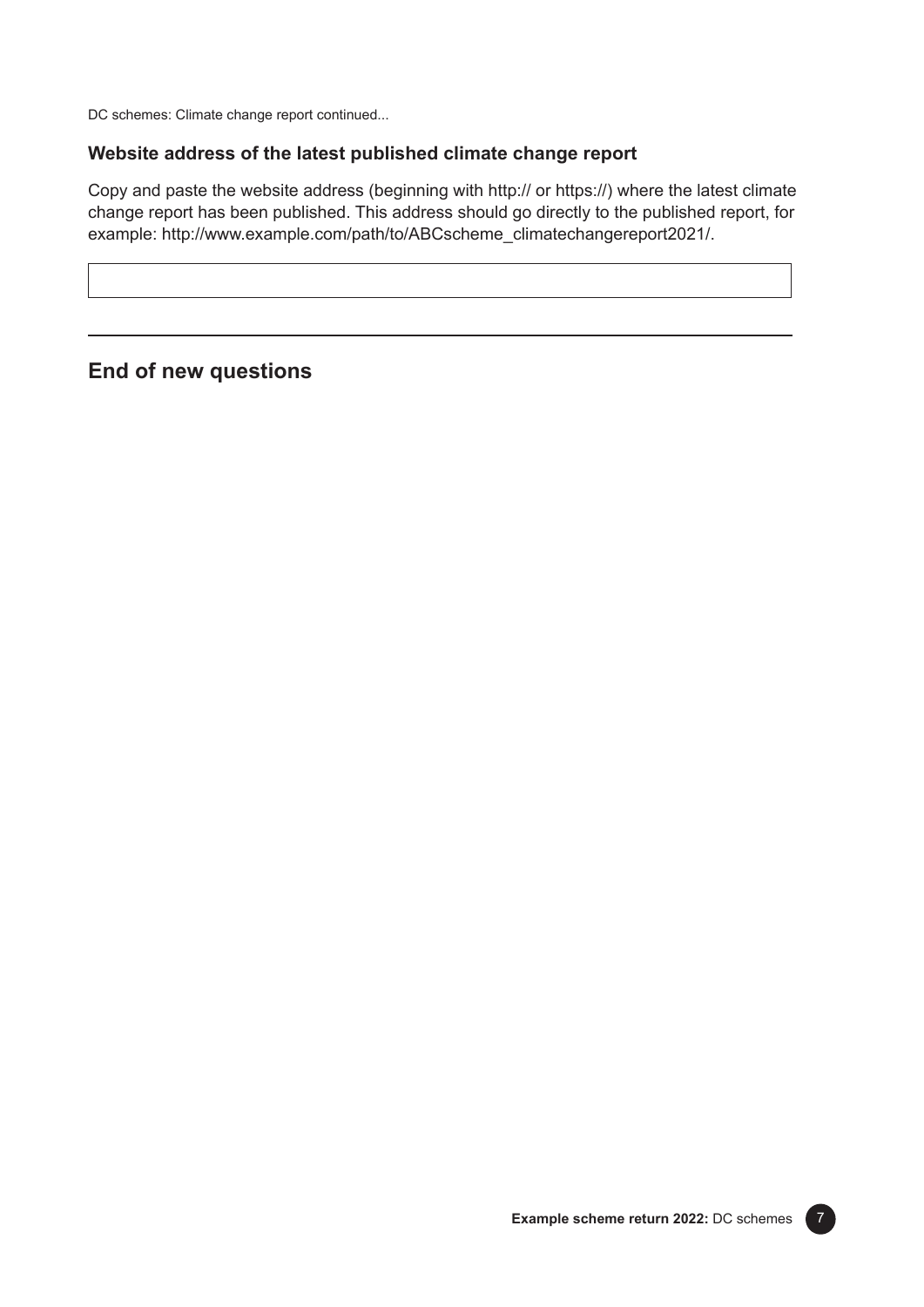DC schemes: Climate change report continued...

### Website address of the latest published climate change report

Copy and paste the website address (beginning with http:// or https://) where the latest climate change report has been published. This address should go directly to the published report, for example: http://www.example.com/path/to/ABCscheme_climatechangereport2021/.

---

## End of new questions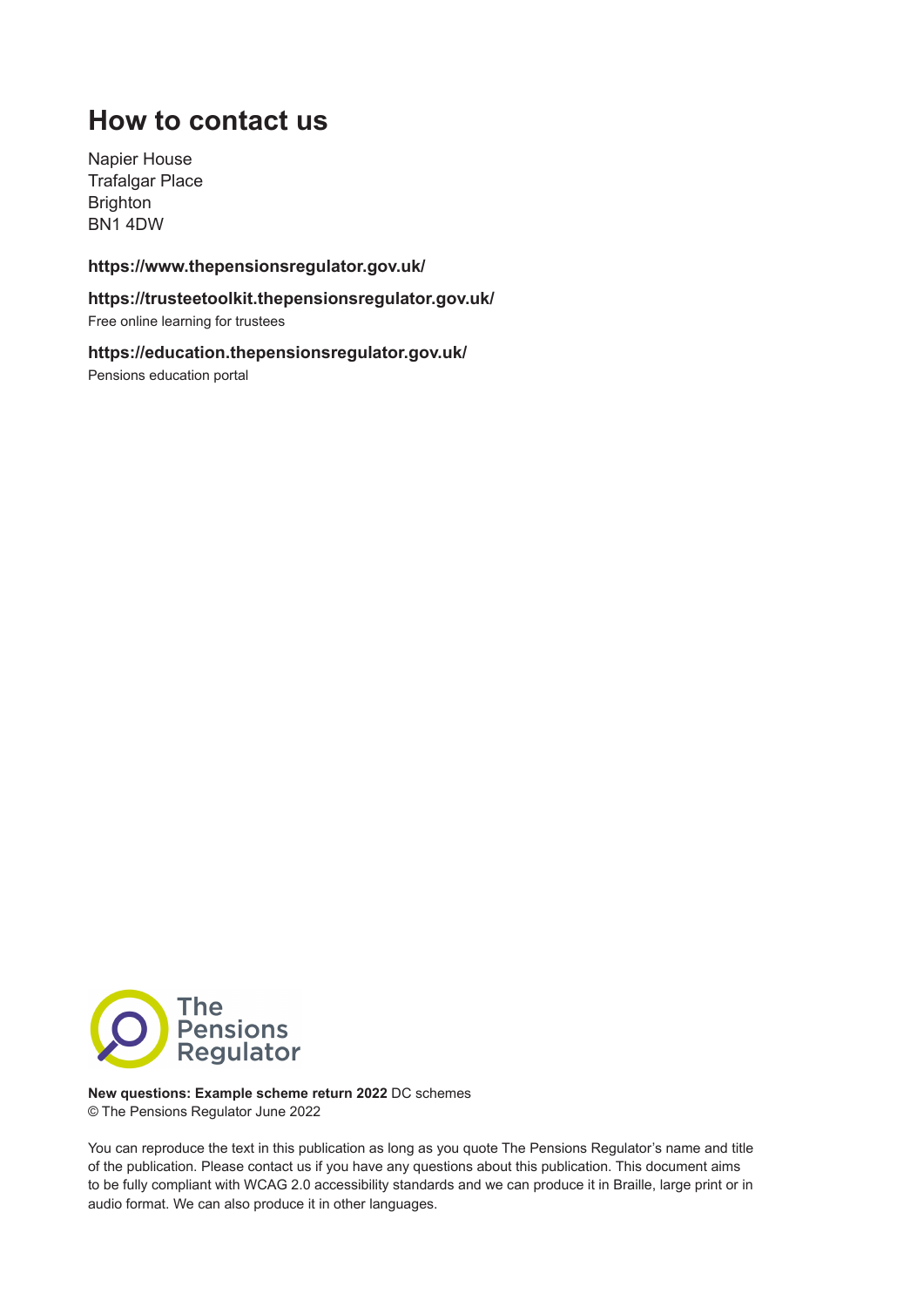# How to contact us

Napier House
Trafalgar Place
Brighton
BN1 4DW

**https://www.thepensionsregulator.gov.uk/**

**https://trusteetoolkit.thepensionsregulator.gov.uk/**
Free online learning for trustees

**https://education.thepensionsregulator.gov.uk/**
Pensions education portal

The Pensions Regulator

**New questions: Example scheme return 2022** DC schemes
© The Pensions Regulator June 2022

You can reproduce the text in this publication as long as you quote The Pensions Regulator's name and title of the publication. Please contact us if you have any questions about this publication. This document aims to be fully compliant with WCAG 2.0 accessibility standards and we can produce it in Braille, large print or in audio format. We can also produce it in other languages.